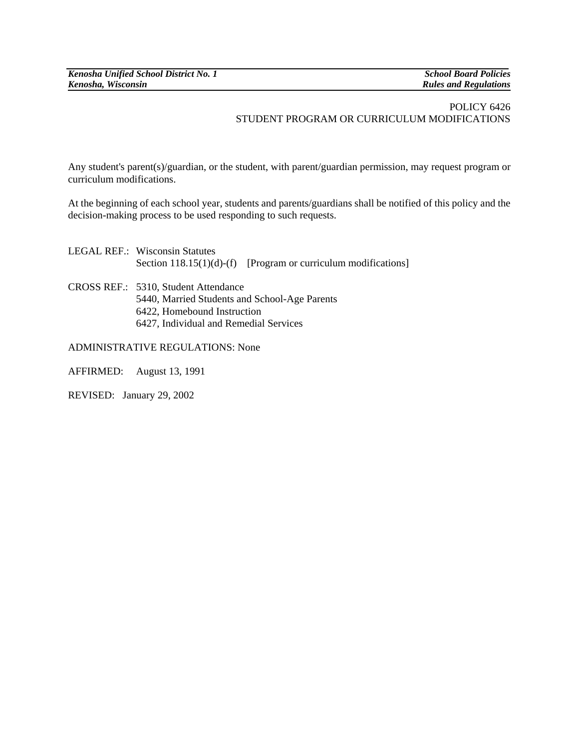# POLICY 6426
## STUDENT PROGRAM OR CURRICULUM MODIFICATIONS

Any student's parent(s)/guardian, or the student, with parent/guardian permission, may request program or curriculum modifications.

At the beginning of each school year, students and parents/guardians shall be notified of this policy and the decision-making process to be used responding to such requests.

LEGAL REF.: Wisconsin Statutes
Section 118.15(1)(d)-(f) [Program or curriculum modifications]

CROSS REF.: 5310, Student Attendance
5440, Married Students and School-Age Parents
6422, Homebound Instruction
6427, Individual and Remedial Services

ADMINISTRATIVE REGULATIONS: None

AFFIRMED: August 13, 1991

REVISED: January 29, 2002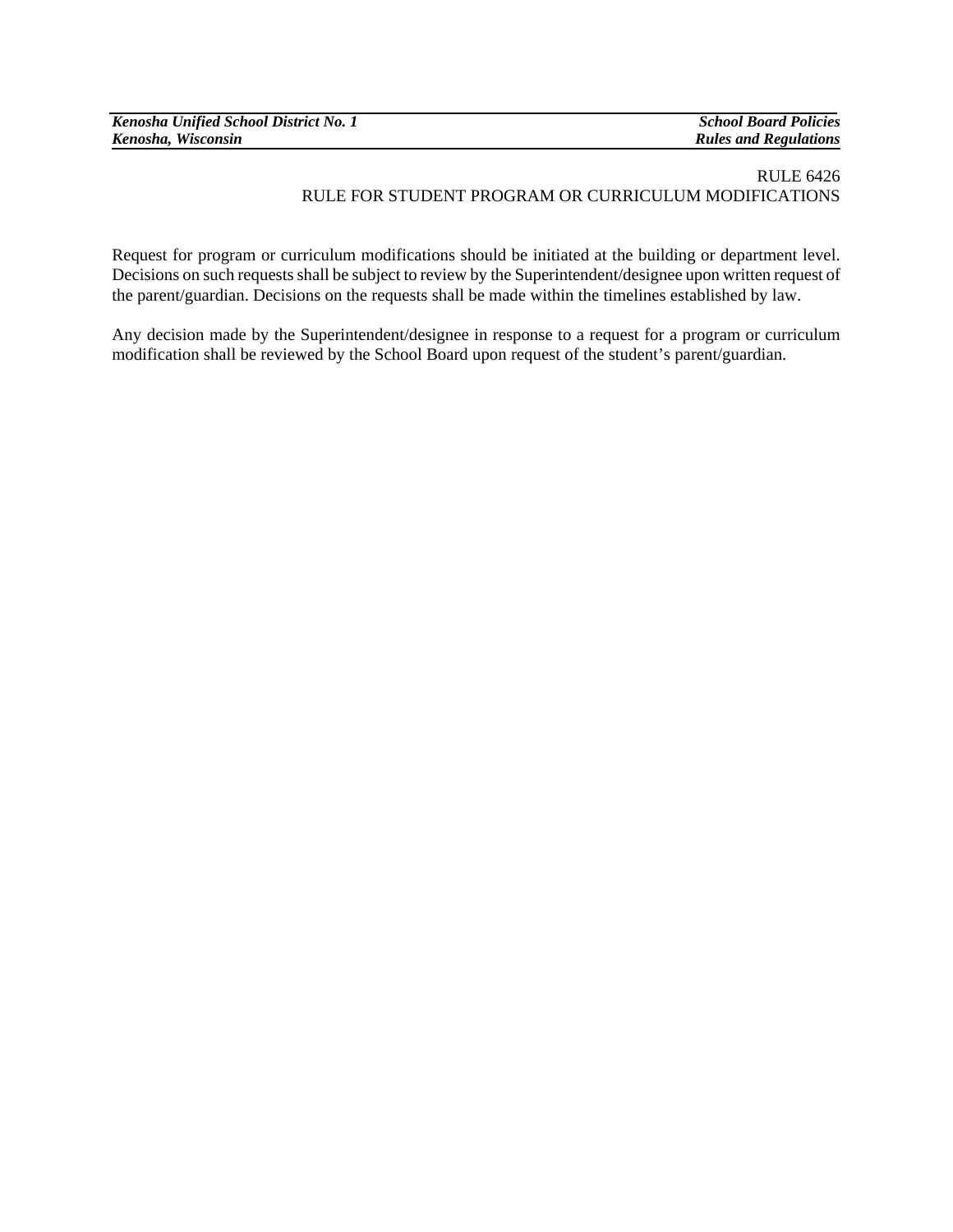RULE 6426
RULE FOR STUDENT PROGRAM OR CURRICULUM MODIFICATIONS

Request for program or curriculum modifications should be initiated at the building or department level. Decisions on such requests shall be subject to review by the Superintendent/designee upon written request of the parent/guardian. Decisions on the requests shall be made within the timelines established by law.

Any decision made by the Superintendent/designee in response to a request for a program or curriculum modification shall be reviewed by the School Board upon request of the student's parent/guardian.